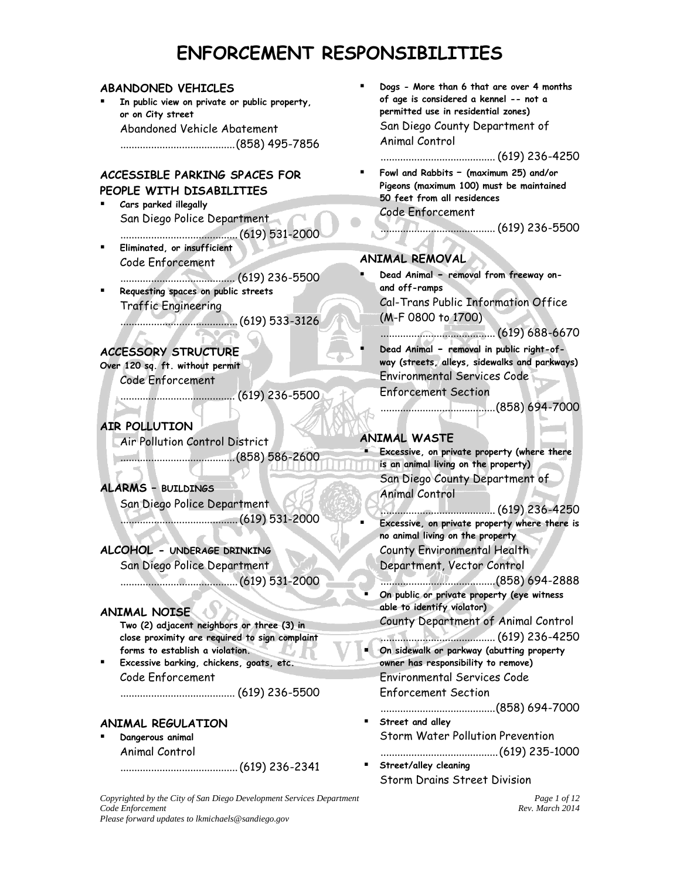# ENFORCEMENT RESPONSIBILITIES

## ABANDONED VEHICLES

- **In public view on private or public property, or on City street**
  Abandoned Vehicle Abatement
  ........................................(858) 495-7856

## ACCESSIBLE PARKING SPACES FOR PEOPLE WITH DISABILITIES

- **Cars parked illegally**
  San Diego Police Department
  ........................................(619) 531-2000
- **Eliminated, or insufficient**
  Code Enforcement
  ........................................(619) 236-5500
- **Requesting spaces on public streets**
  Traffic Engineering
  ........................................(619) 533-3126

## ACCESSORY STRUCTURE

**Over 120 sq. ft. without permit**
Code Enforcement
........................................(619) 236-5500

## AIR POLLUTION

Air Pollution Control District
........................................(858) 586-2600

## ALARMS – BUILDINGS

San Diego Police Department
........................................(619) 531-2000

## ALCOHOL - UNDERAGE DRINKING

San Diego Police Department
........................................(619) 531-2000

## ANIMAL NOISE

**Two (2) adjacent neighbors or three (3) in close proximity are required to sign complaint forms to establish a violation.**

- **Excessive barking, chickens, goats, etc.**
  Code Enforcement
  ........................................(619) 236-5500

## ANIMAL REGULATION

- **Dangerous animal**
  Animal Control
  ........................................(619) 236-2341
- **Dogs - More than 6 that are over 4 months of age is considered a kennel -- not a permitted use in residential zones)**
  San Diego County Department of Animal Control
  ........................................(619) 236-4250
- **Fowl and Rabbits – (maximum 25) and/or Pigeons (maximum 100) must be maintained 50 feet from all residences**
  Code Enforcement
  ........................................(619) 236-5500

## ANIMAL REMOVAL

- **Dead Animal – removal from freeway on- and off-ramps**
  Cal-Trans Public Information Office (M-F 0800 to 1700)
  ........................................(619) 688-6670
- **Dead Animal – removal in public right-of-way (streets, alleys, sidewalks and parkways)**
  Environmental Services Code Enforcement Section
  ........................................(858) 694-7000

## ANIMAL WASTE

- **Excessive, on private property (where there is an animal living on the property)**
  San Diego County Department of Animal Control
  ........................................(619) 236-4250
- **Excessive, on private property where there is no animal living on the property**
  County Environmental Health Department, Vector Control
  ........................................(858) 694-2888
- **On public or private property (eye witness able to identify violator)**
  County Department of Animal Control
  ........................................(619) 236-4250
- **On sidewalk or parkway (abutting property owner has responsibility to remove)**
  Environmental Services Code Enforcement Section
  ........................................(858) 694-7000
- **Street and alley**
  Storm Water Pollution Prevention
  ........................................(619) 235-1000
- **Street/alley cleaning**
  Storm Drains Street Division

*Copyrighted by the City of San Diego Development Services Department*
*Code Enforcement*
*Please forward updates to lkmichaels@sandiego.gov*

*Rev. March 2014*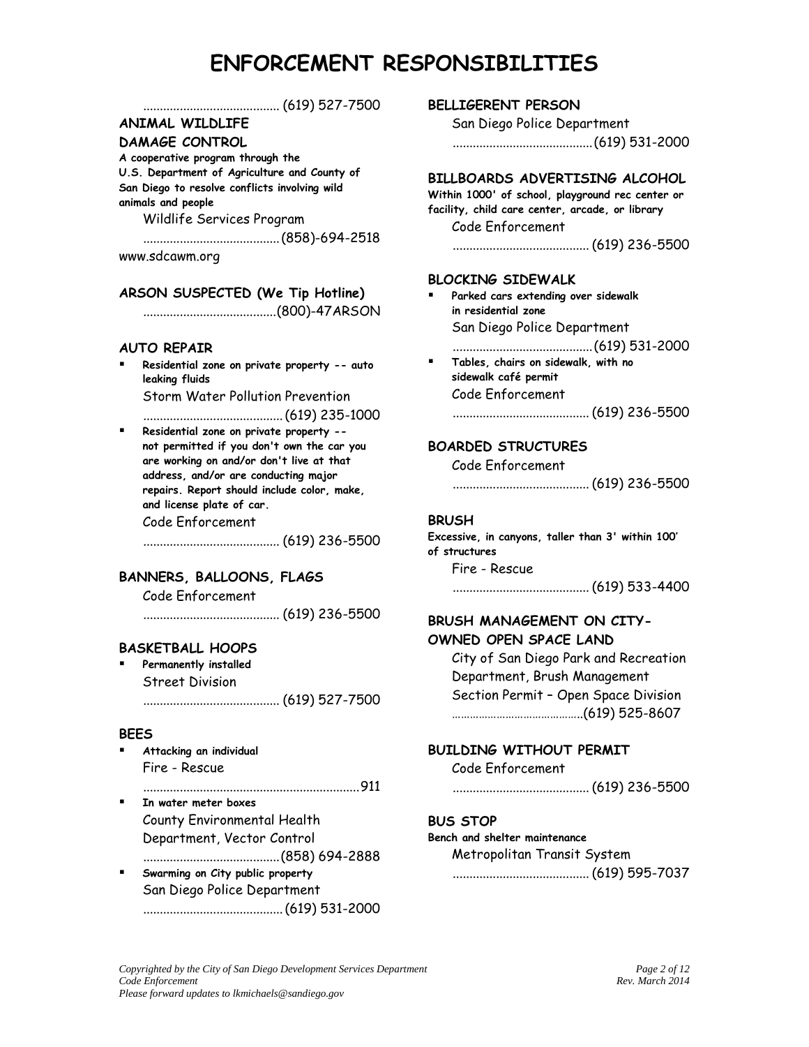# ENFORCEMENT RESPONSIBILITIES

........................................ (619) 527-7500

**ANIMAL WILDLIFE DAMAGE CONTROL**

**A cooperative program through the U.S. Department of Agriculture and County of San Diego to resolve conflicts involving wild animals and people**

Wildlife Services Program

........................................ (858)-694-2518

www.sdcawm.org

**ARSON SUSPECTED (We Tip Hotline)**

........................................ (800)-47ARSON

**AUTO REPAIR**

- **Residential zone on private property -- auto leaking fluids**

  Storm Water Pollution Prevention

  ........................................ (619) 235-1000

- **Residential zone on private property -- not permitted if you don't own the car you are working on and/or don't live at that address, and/or are conducting major repairs. Report should include color, make, and license plate of car.**

  Code Enforcement

  ........................................ (619) 236-5500

**BANNERS, BALLOONS, FLAGS**

Code Enforcement

........................................ (619) 236-5500

**BASKETBALL HOOPS**

- **Permanently installed**

  Street Division

  ........................................ (619) 527-7500

**BEES**

- **Attacking an individual**

  Fire - Rescue

  ................................................................ 911

- **In water meter boxes**

  County Environmental Health Department, Vector Control

  ........................................ (858) 694-2888

- **Swarming on City public property**

  San Diego Police Department

  ........................................ (619) 531-2000

**BELLIGERENT PERSON**

San Diego Police Department

........................................ (619) 531-2000

**BILLBOARDS ADVERTISING ALCOHOL**

**Within 1000' of school, playground rec center or facility, child care center, arcade, or library**

Code Enforcement

........................................ (619) 236-5500

**BLOCKING SIDEWALK**

- **Parked cars extending over sidewalk in residential zone**

  San Diego Police Department

  ........................................ (619) 531-2000

- **Tables, chairs on sidewalk, with no sidewalk café permit**

  Code Enforcement

  ........................................ (619) 236-5500

**BOARDED STRUCTURES**

Code Enforcement

........................................ (619) 236-5500

**BRUSH**

**Excessive, in canyons, taller than 3' within 100' of structures**

Fire - Rescue

........................................ (619) 533-4400

**BRUSH MANAGEMENT ON CITY-OWNED OPEN SPACE LAND**

City of San Diego Park and Recreation Department, Brush Management Section Permit – Open Space Division

........................................ (619) 525-8607

**BUILDING WITHOUT PERMIT**

Code Enforcement

........................................ (619) 236-5500

**BUS STOP**

**Bench and shelter maintenance**

Metropolitan Transit System

........................................ (619) 595-7037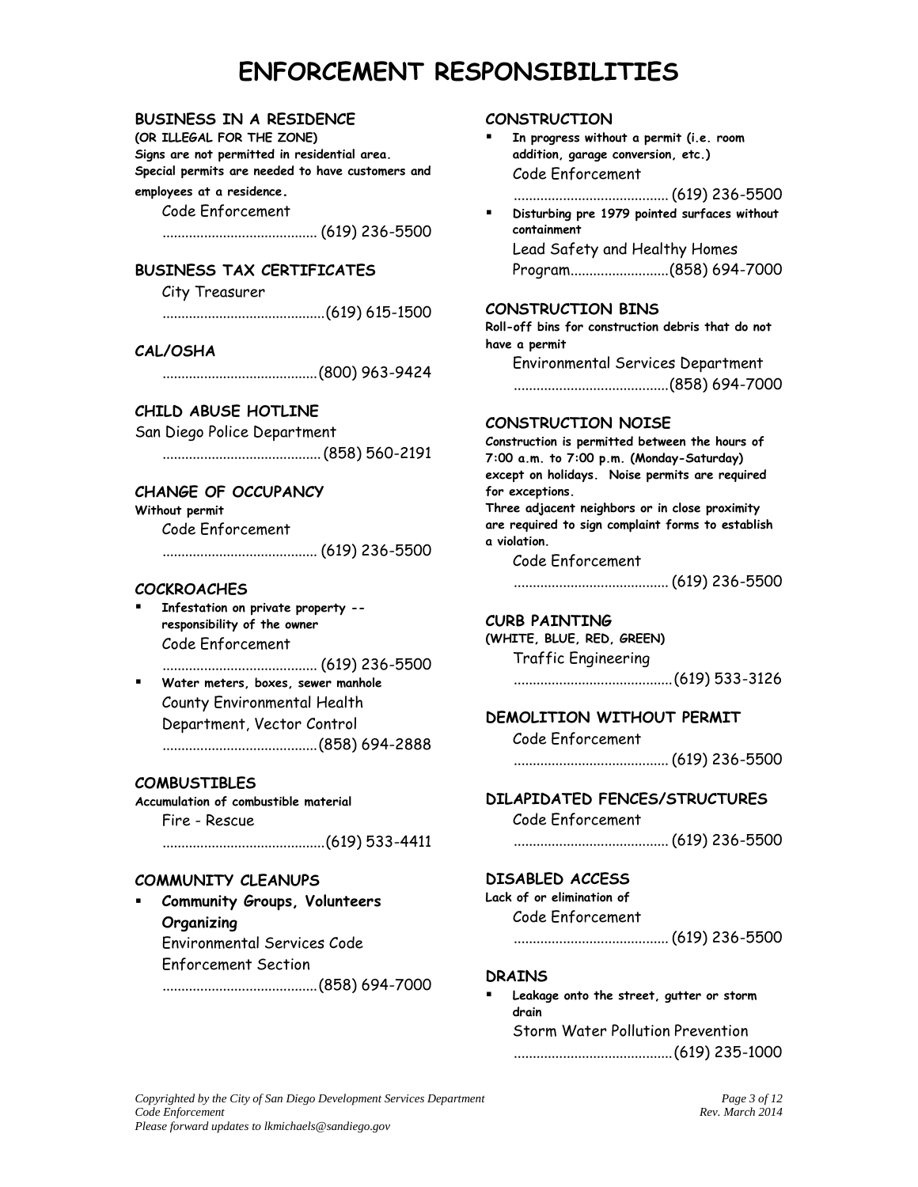# ENFORCEMENT RESPONSIBILITIES

### BUSINESS IN A RESIDENCE

**(OR ILLEGAL FOR THE ZONE)**
**Signs are not permitted in residential area.**
**Special permits are needed to have customers and employees at a residence.**

Code Enforcement
......................................... (619) 236-5500

### BUSINESS TAX CERTIFICATES

City Treasurer
..........................................(619) 615-1500

### CAL/OSHA

.........................................(800) 963-9424

### CHILD ABUSE HOTLINE

San Diego Police Department
..........................................(858) 560-2191

### CHANGE OF OCCUPANCY

**Without permit**

Code Enforcement
......................................... (619) 236-5500

### COCKROACHES

- **Infestation on private property -- responsibility of the owner**
  Code Enforcement
  ......................................... (619) 236-5500
- **Water meters, boxes, sewer manhole**
  County Environmental Health Department, Vector Control
  .........................................(858) 694-2888

### COMBUSTIBLES

**Accumulation of combustible material**

Fire - Rescue
..........................................(619) 533-4411

### COMMUNITY CLEANUPS

- **Community Groups, Volunteers Organizing**
  Environmental Services Code Enforcement Section
  .........................................(858) 694-7000

### CONSTRUCTION

- **In progress without a permit (i.e. room addition, garage conversion, etc.)**
  Code Enforcement
  ......................................... (619) 236-5500
- **Disturbing pre 1979 pointed surfaces without containment**
  Lead Safety and Healthy Homes Program..........................(858) 694-7000

### CONSTRUCTION BINS

**Roll-off bins for construction debris that do not have a permit**

Environmental Services Department
.........................................(858) 694-7000

### CONSTRUCTION NOISE

**Construction is permitted between the hours of 7:00 a.m. to 7:00 p.m. (Monday-Saturday) except on holidays. Noise permits are required for exceptions.**
**Three adjacent neighbors or in close proximity are required to sign complaint forms to establish a violation.**

Code Enforcement
......................................... (619) 236-5500

### CURB PAINTING

**(WHITE, BLUE, RED, GREEN)**

Traffic Engineering
..........................................(619) 533-3126

### DEMOLITION WITHOUT PERMIT

Code Enforcement
......................................... (619) 236-5500

### DILAPIDATED FENCES/STRUCTURES

Code Enforcement
......................................... (619) 236-5500

### DISABLED ACCESS

**Lack of or elimination of**

Code Enforcement
......................................... (619) 236-5500

### DRAINS

- **Leakage onto the street, gutter or storm drain**
  Storm Water Pollution Prevention
  ..........................................(619) 235-1000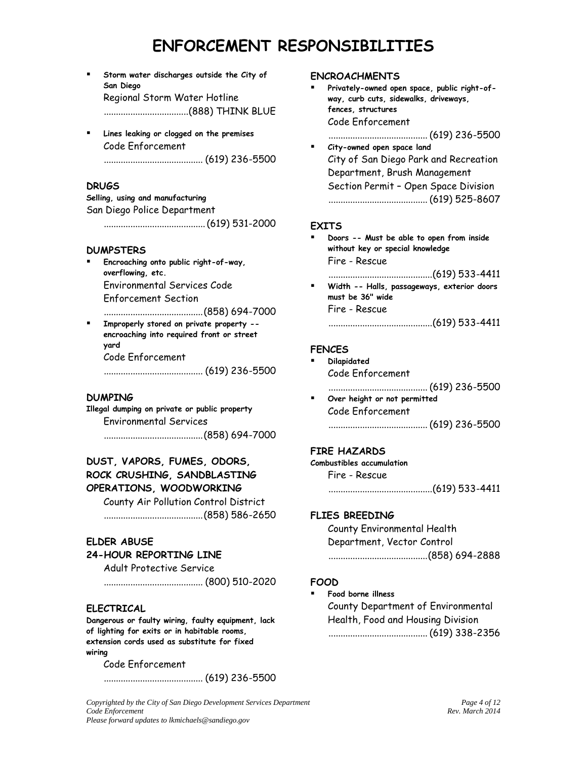# ENFORCEMENT RESPONSIBILITIES

- **Storm water discharges outside the City of San Diego**
  Regional Storm Water Hotline
  ...................................(888) THINK BLUE

- **Lines leaking or clogged on the premises**
  Code Enforcement
  ......................................... (619) 236-5500

### DRUGS

**Selling, using and manufacturing**
San Diego Police Department
......................................... (619) 531-2000

### DUMPSTERS

- **Encroaching onto public right-of-way, overflowing, etc.**
  Environmental Services Code Enforcement Section
  .........................................(858) 694-7000
- **Improperly stored on private property -- encroaching into required front or street yard**
  Code Enforcement
  ......................................... (619) 236-5500

### DUMPING

**Illegal dumping on private or public property**
Environmental Services
.........................................(858) 694-7000

### DUST, VAPORS, FUMES, ODORS, ROCK CRUSHING, SANDBLASTING OPERATIONS, WOODWORKING

County Air Pollution Control District
.........................................(858) 586-2650

### ELDER ABUSE 24-HOUR REPORTING LINE

Adult Protective Service
......................................... (800) 510-2020

### ELECTRICAL

**Dangerous or faulty wiring, faulty equipment, lack of lighting for exits or in habitable rooms, extension cords used as substitute for fixed wiring**
Code Enforcement
......................................... (619) 236-5500

### ENCROACHMENTS

- **Privately-owned open space, public right-of-way, curb cuts, sidewalks, driveways, fences, structures**
  Code Enforcement
  ......................................... (619) 236-5500
- **City-owned open space land**
  City of San Diego Park and Recreation Department, Brush Management Section Permit – Open Space Division
  ......................................... (619) 525-8607

### EXITS

- **Doors -- Must be able to open from inside without key or special knowledge**
  Fire - Rescue
  ...........................................(619) 533-4411
- **Width -- Halls, passageways, exterior doors must be 36" wide**
  Fire - Rescue
  ...........................................(619) 533-4411

### FENCES

- **Dilapidated**
  Code Enforcement
  ......................................... (619) 236-5500
- **Over height or not permitted**
  Code Enforcement
  ......................................... (619) 236-5500

### FIRE HAZARDS

**Combustibles accumulation**
Fire - Rescue
...........................................(619) 533-4411

### FLIES BREEDING

County Environmental Health Department, Vector Control
.........................................(858) 694-2888

### FOOD

- **Food borne illness**
  County Department of Environmental Health, Food and Housing Division
  ......................................... (619) 338-2356

*Copyrighted by the City of San Diego Development Services Department*
*Code Enforcement*
*Please forward updates to lkmichaels@sandiego.gov*

*Rev. March 2014*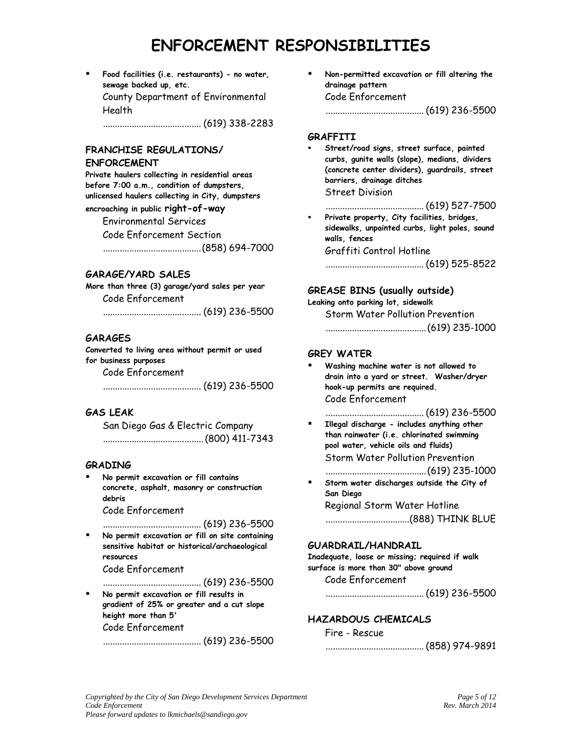# ENFORCEMENT RESPONSIBILITIES

- **Food facilities (i.e. restaurants) - no water, sewage backed up, etc.**
  County Department of Environmental Health
  ........................................ (619) 338-2283

### FRANCHISE REGULATIONS/ ENFORCEMENT

**Private haulers collecting in residential areas before 7:00 a.m., condition of dumpsters, unlicensed haulers collecting in City, dumpsters encroaching in public right-of-way**

Environmental Services
Code Enforcement Section
........................................(858) 694-7000

### GARAGE/YARD SALES

**More than three (3) garage/yard sales per year**

Code Enforcement
........................................ (619) 236-5500

### GARAGES

**Converted to living area without permit or used for business purposes**

Code Enforcement
........................................ (619) 236-5500

### GAS LEAK

San Diego Gas & Electric Company
........................................(800) 411-7343

### GRADING

- **No permit excavation or fill contains concrete, asphalt, masonry or construction debris**
  Code Enforcement
  ........................................ (619) 236-5500
- **No permit excavation or fill on site containing sensitive habitat or historical/archaeological resources**
  Code Enforcement
  ........................................ (619) 236-5500
- **No permit excavation or fill results in gradient of 25% or greater and a cut slope height more than 5'**
  Code Enforcement
  ........................................ (619) 236-5500
- **Non-permitted excavation or fill altering the drainage pattern**
  Code Enforcement
  ........................................ (619) 236-5500

### GRAFFITI

- **Street/road signs, street surface, painted curbs, gunite walls (slope), medians, dividers (concrete center dividers), guardrails, street barriers, drainage ditches**
  Street Division
  ........................................ (619) 527-7500
- **Private property, City facilities, bridges, sidewalks, unpainted curbs, light poles, sound walls, fences**
  Graffiti Control Hotline
  ........................................ (619) 525-8522

### GREASE BINS (usually outside)

**Leaking onto parking lot, sidewalk**

Storm Water Pollution Prevention
........................................(619) 235-1000

### GREY WATER

- **Washing machine water is not allowed to drain into a yard or street. Washer/dryer hook-up permits are required.**
  Code Enforcement
  ........................................ (619) 236-5500
- **Illegal discharge - includes anything other than rainwater (i.e. chlorinated swimming pool water, vehicle oils and fluids)**
  Storm Water Pollution Prevention
  ........................................(619) 235-1000
- **Storm water discharges outside the City of San Diego**
  Regional Storm Water Hotline
  ..................................(888) THINK BLUE

### GUARDRAIL/HANDRAIL

**Inadequate, loose or missing; required if walk surface is more than 30" above ground**

Code Enforcement
........................................ (619) 236-5500

### HAZARDOUS CHEMICALS

Fire - Rescue
........................................ (858) 974-9891

*Copyrighted by the City of San Diego Development Services Department*
*Code Enforcement*
*Please forward updates to lkmichaels@sandiego.gov*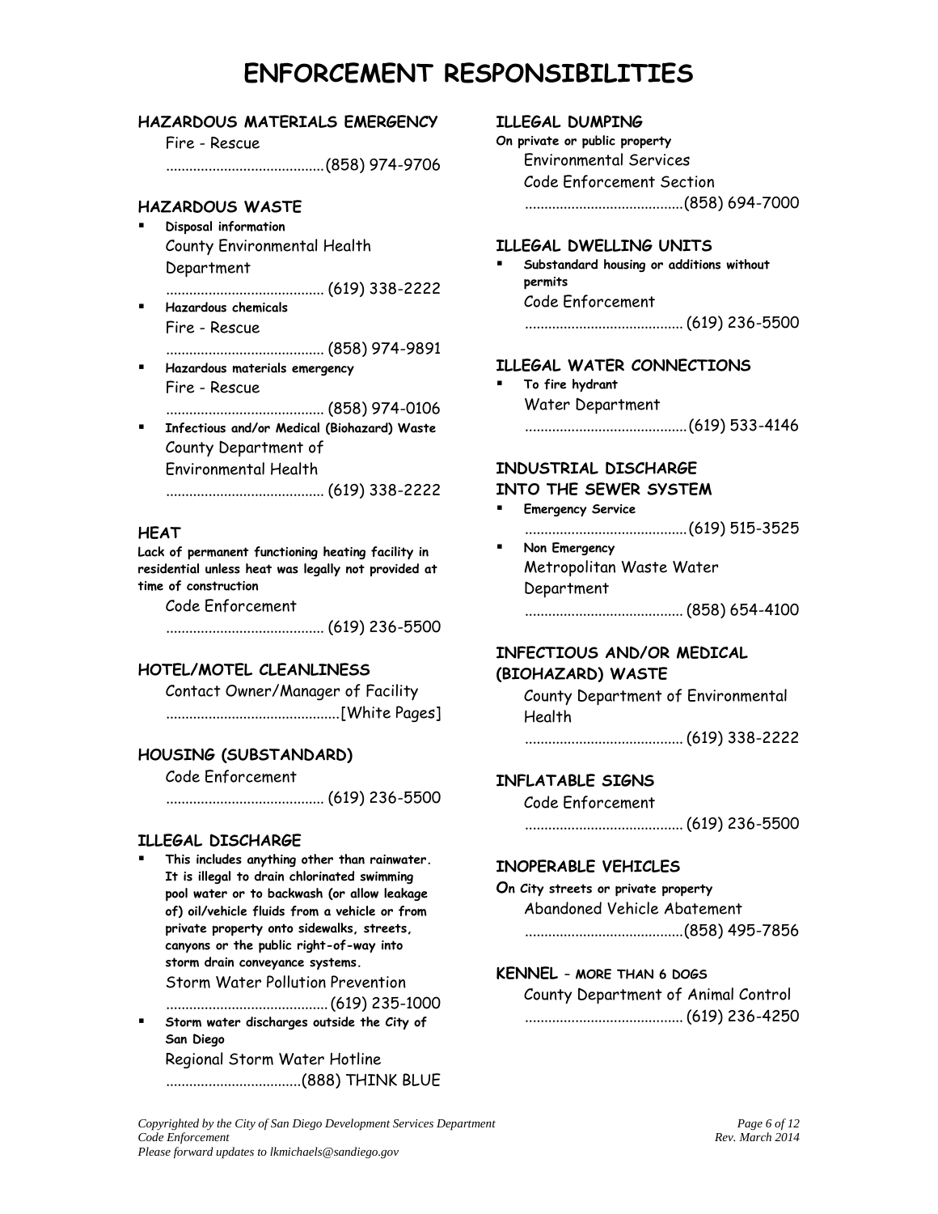# ENFORCEMENT RESPONSIBILITIES

### HAZARDOUS MATERIALS EMERGENCY

Fire - Rescue
........................................(858) 974-9706

### HAZARDOUS WASTE

- **Disposal information**
  County Environmental Health Department
  ........................................ (619) 338-2222
- **Hazardous chemicals**
  Fire - Rescue
  ........................................ (858) 974-9891
- **Hazardous materials emergency**
  Fire - Rescue
  ........................................ (858) 974-0106
- **Infectious and/or Medical (Biohazard) Waste**
  County Department of Environmental Health
  ........................................ (619) 338-2222

### HEAT

**Lack of permanent functioning heating facility in residential unless heat was legally not provided at time of construction**

Code Enforcement
........................................ (619) 236-5500

### HOTEL/MOTEL CLEANLINESS

Contact Owner/Manager of Facility
............................................[White Pages]

### HOUSING (SUBSTANDARD)

Code Enforcement
........................................ (619) 236-5500

### ILLEGAL DISCHARGE

- **This includes anything other than rainwater. It is illegal to drain chlorinated swimming pool water or to backwash (or allow leakage of) oil/vehicle fluids from a vehicle or from private property onto sidewalks, streets, canyons or the public right-of-way into storm drain conveyance systems.**
  Storm Water Pollution Prevention
  .........................................(619) 235-1000
- **Storm water discharges outside the City of San Diego**
  Regional Storm Water Hotline
  ..................................(888) THINK BLUE

### ILLEGAL DUMPING

**On private or public property**

Environmental Services Code Enforcement Section
........................................(858) 694-7000

### ILLEGAL DWELLING UNITS

- **Substandard housing or additions without permits**
  Code Enforcement
  ........................................ (619) 236-5500

### ILLEGAL WATER CONNECTIONS

- **To fire hydrant**
  Water Department
  .........................................(619) 533-4146

### INDUSTRIAL DISCHARGE INTO THE SEWER SYSTEM

- **Emergency Service**
  .........................................(619) 515-3525
- **Non Emergency**
  Metropolitan Waste Water Department
  ........................................ (858) 654-4100

### INFECTIOUS AND/OR MEDICAL (BIOHAZARD) WASTE

County Department of Environmental Health
........................................ (619) 338-2222

### INFLATABLE SIGNS

Code Enforcement
........................................ (619) 236-5500

### INOPERABLE VEHICLES

**On City streets or private property**

Abandoned Vehicle Abatement
........................................(858) 495-7856

### KENNEL – MORE THAN 6 DOGS

County Department of Animal Control
........................................ (619) 236-4250

*Copyrighted by the City of San Diego Development Services Department*
*Code Enforcement*
*Please forward updates to lkmichaels@sandiego.gov*

*Rev. March 2014*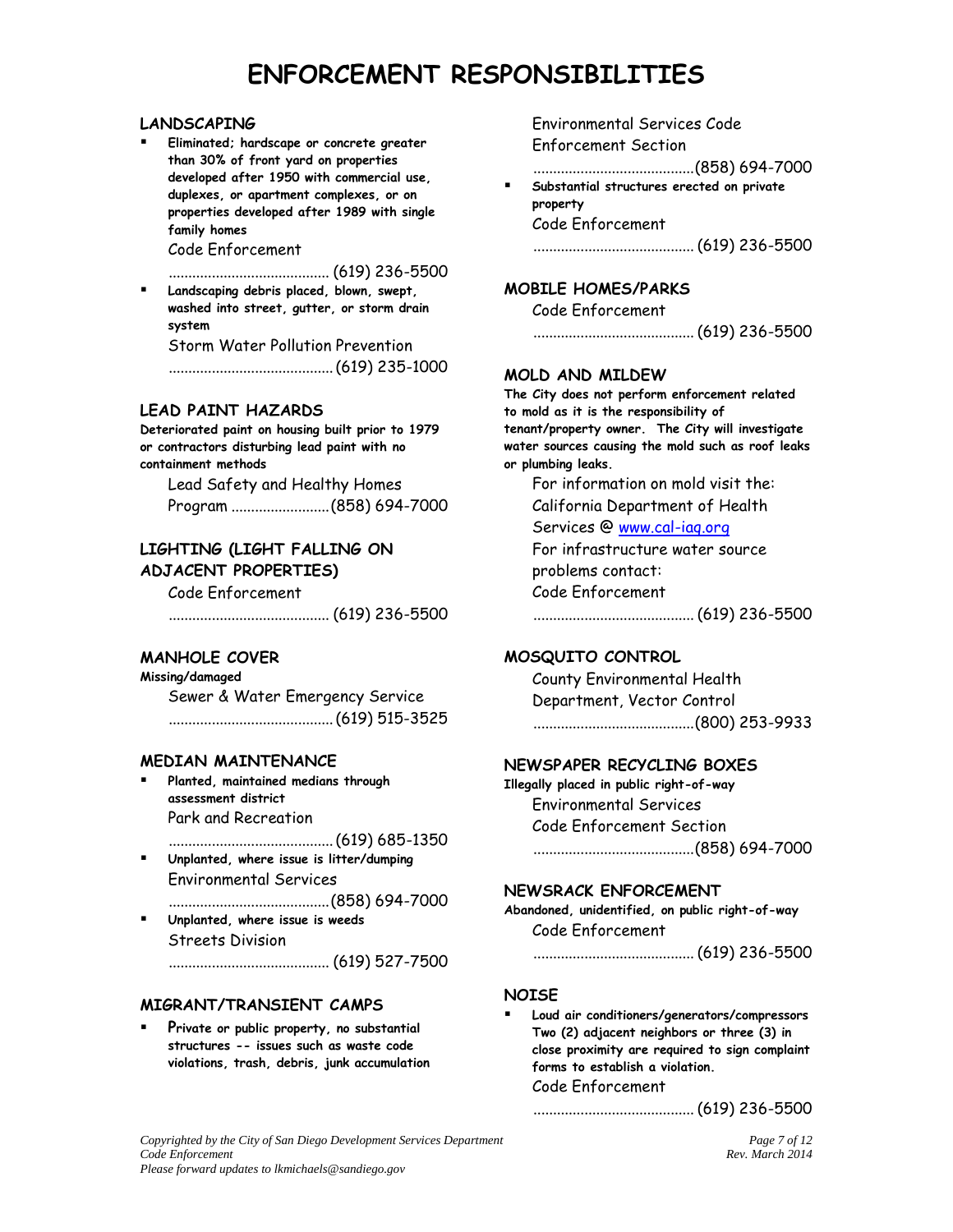# ENFORCEMENT RESPONSIBILITIES

### LANDSCAPING

- **Eliminated; hardscape or concrete greater than 30% of front yard on properties developed after 1950 with commercial use, duplexes, or apartment complexes, or on properties developed after 1989 with single family homes**
  Code Enforcement
  ......................................... (619) 236-5500
- **Landscaping debris placed, blown, swept, washed into street, gutter, or storm drain system**
  Storm Water Pollution Prevention
  ......................................... (619) 235-1000

### LEAD PAINT HAZARDS

**Deteriorated paint on housing built prior to 1979 or contractors disturbing lead paint with no containment methods**

Lead Safety and Healthy Homes Program ......................... (858) 694-7000

### LIGHTING (LIGHT FALLING ON ADJACENT PROPERTIES)

Code Enforcement
......................................... (619) 236-5500

### MANHOLE COVER

**Missing/damaged**

Sewer & Water Emergency Service
......................................... (619) 515-3525

### MEDIAN MAINTENANCE

- **Planted, maintained medians through assessment district**
  Park and Recreation
  ......................................... (619) 685-1350
- **Unplanted, where issue is litter/dumping**
  Environmental Services
  ......................................... (858) 694-7000
- **Unplanted, where issue is weeds**
  Streets Division
  ......................................... (619) 527-7500

### MIGRANT/TRANSIENT CAMPS

- **Private or public property, no substantial structures -- issues such as waste code violations, trash, debris, junk accumulation**
  Environmental Services Code Enforcement Section
  ......................................... (858) 694-7000
- **Substantial structures erected on private property**
  Code Enforcement
  ......................................... (619) 236-5500

### MOBILE HOMES/PARKS

Code Enforcement
......................................... (619) 236-5500

### MOLD AND MILDEW

**The City does not perform enforcement related to mold as it is the responsibility of tenant/property owner. The City will investigate water sources causing the mold such as roof leaks or plumbing leaks.**

For information on mold visit the:
California Department of Health Services @ www.cal-iaq.org
For infrastructure water source problems contact:
Code Enforcement
......................................... (619) 236-5500

### MOSQUITO CONTROL

County Environmental Health Department, Vector Control
......................................... (800) 253-9933

### NEWSPAPER RECYCLING BOXES

**Illegally placed in public right-of-way**

Environmental Services Code Enforcement Section
......................................... (858) 694-7000

### NEWSRACK ENFORCEMENT

**Abandoned, unidentified, on public right-of-way**

Code Enforcement
......................................... (619) 236-5500

### NOISE

- **Loud air conditioners/generators/compressors Two (2) adjacent neighbors or three (3) in close proximity are required to sign complaint forms to establish a violation.**
  Code Enforcement
  ......................................... (619) 236-5500

*Copyrighted by the City of San Diego Development Services Department*
*Code Enforcement*
*Please forward updates to lkmichaels@sandiego.gov*

*Rev. March 2014*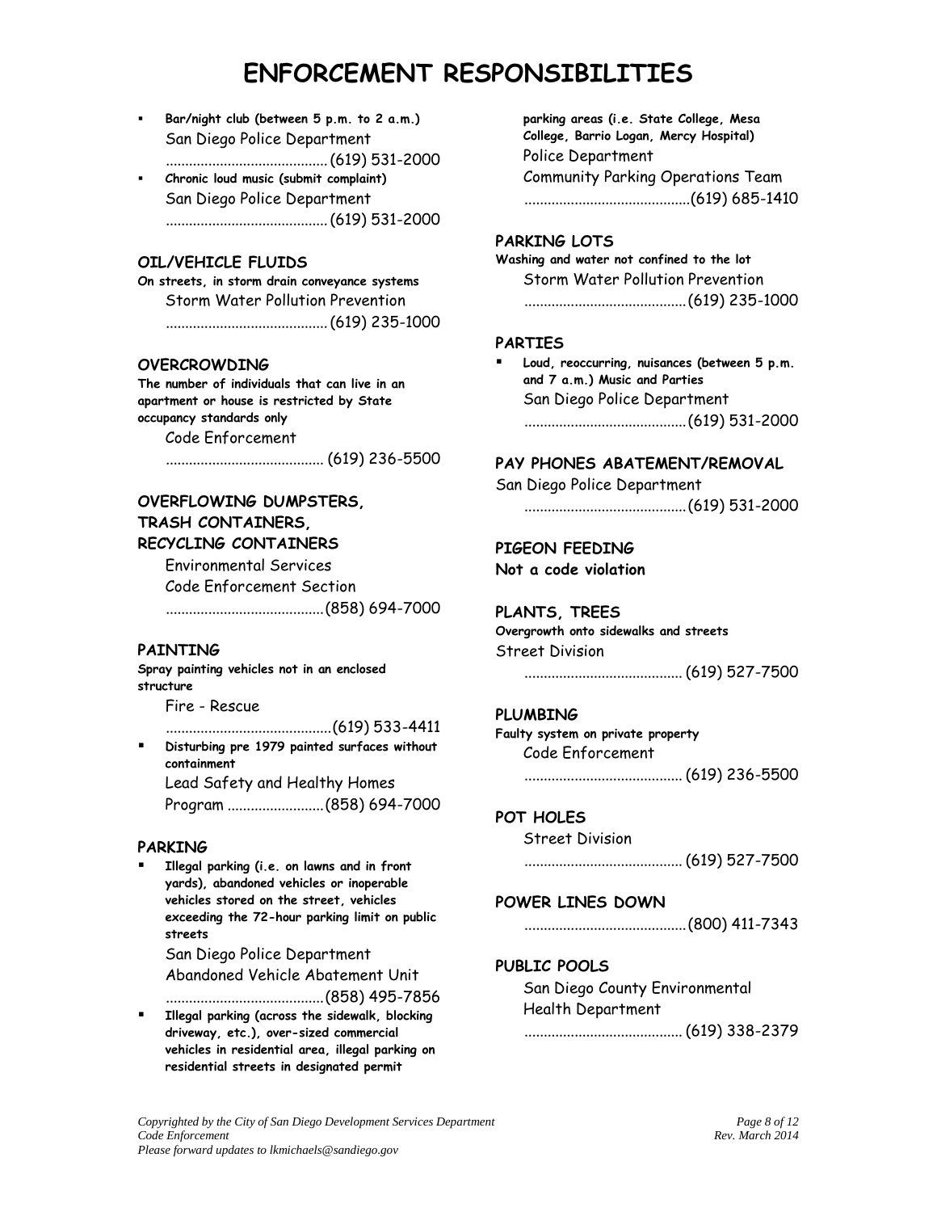# ENFORCEMENT RESPONSIBILITIES

- **Bar/night club (between 5 p.m. to 2 a.m.)**
  San Diego Police Department
  .......................................... (619) 531-2000
- **Chronic loud music (submit complaint)**
  San Diego Police Department
  .......................................... (619) 531-2000

### OIL/VEHICLE FLUIDS

**On streets, in storm drain conveyance systems**

Storm Water Pollution Prevention
.......................................... (619) 235-1000

### OVERCROWDING

**The number of individuals that can live in an apartment or house is restricted by State occupancy standards only**

Code Enforcement
.......................................... (619) 236-5500

### OVERFLOWING DUMPSTERS, TRASH CONTAINERS, RECYCLING CONTAINERS

Environmental Services
Code Enforcement Section
.......................................... (858) 694-7000

### PAINTING

**Spray painting vehicles not in an enclosed structure**

Fire - Rescue
.......................................... (619) 533-4411

- **Disturbing pre 1979 painted surfaces without containment**
  Lead Safety and Healthy Homes Program .......................... (858) 694-7000

### PARKING

- **Illegal parking (i.e. on lawns and in front yards), abandoned vehicles or inoperable vehicles stored on the street, vehicles exceeding the 72-hour parking limit on public streets**
  San Diego Police Department
  Abandoned Vehicle Abatement Unit
  .......................................... (858) 495-7856
- **Illegal parking (across the sidewalk, blocking driveway, etc.), over-sized commercial vehicles in residential area, illegal parking on residential streets in designated permit parking areas (i.e. State College, Mesa College, Barrio Logan, Mercy Hospital)**
  Police Department
  Community Parking Operations Team
  .......................................... (619) 685-1410

### PARKING LOTS

**Washing and water not confined to the lot**

Storm Water Pollution Prevention
.......................................... (619) 235-1000

### PARTIES

- **Loud, reoccurring, nuisances (between 5 p.m. and 7 a.m.) Music and Parties**
  San Diego Police Department
  .......................................... (619) 531-2000

### PAY PHONES ABATEMENT/REMOVAL

San Diego Police Department
.......................................... (619) 531-2000

### PIGEON FEEDING

**Not a code violation**

### PLANTS, TREES

**Overgrowth onto sidewalks and streets**

Street Division
.......................................... (619) 527-7500

### PLUMBING

**Faulty system on private property**

Code Enforcement
.......................................... (619) 236-5500

### POT HOLES

Street Division
.......................................... (619) 527-7500

### POWER LINES DOWN

.......................................... (800) 411-7343

### PUBLIC POOLS

San Diego County Environmental Health Department
.......................................... (619) 338-2379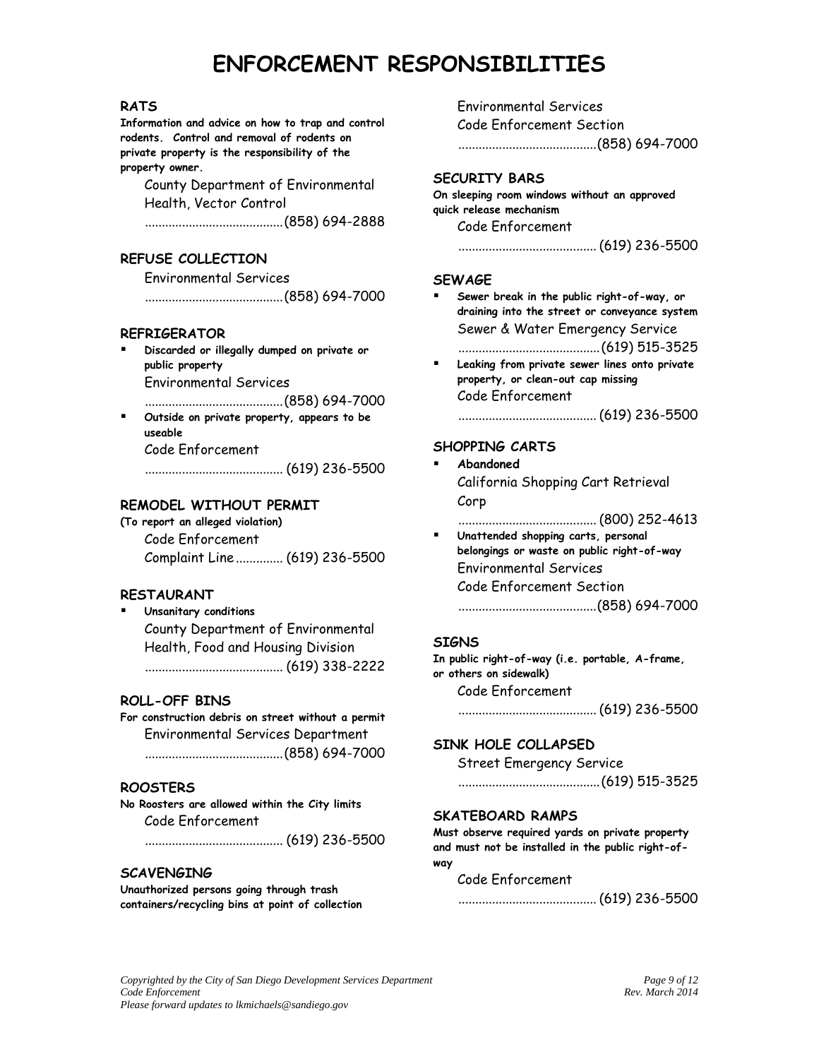# ENFORCEMENT RESPONSIBILITIES

### RATS

**Information and advice on how to trap and control rodents. Control and removal of rodents on private property is the responsibility of the property owner.**

County Department of Environmental Health, Vector Control
........................................(858) 694-2888

### REFUSE COLLECTION

Environmental Services
........................................(858) 694-7000

### REFRIGERATOR

- **Discarded or illegally dumped on private or public property**
  Environmental Services
  ........................................(858) 694-7000
- **Outside on private property, appears to be useable**
  Code Enforcement
  ........................................ (619) 236-5500

### REMODEL WITHOUT PERMIT

**(To report an alleged violation)**

Code Enforcement
Complaint Line............. (619) 236-5500

### RESTAURANT

- **Unsanitary conditions**
  County Department of Environmental Health, Food and Housing Division
  ........................................ (619) 338-2222

### ROLL-OFF BINS

**For construction debris on street without a permit**

Environmental Services Department
........................................(858) 694-7000

### ROOSTERS

**No Roosters are allowed within the City limits**

Code Enforcement
........................................ (619) 236-5500

### SCAVENGING

**Unauthorized persons going through trash containers/recycling bins at point of collection**

Environmental Services
Code Enforcement Section
........................................(858) 694-7000

### SECURITY BARS

**On sleeping room windows without an approved quick release mechanism**

Code Enforcement
........................................ (619) 236-5500

### SEWAGE

- **Sewer break in the public right-of-way, or draining into the street or conveyance system**
  Sewer & Water Emergency Service
  ........................................(619) 515-3525
- **Leaking from private sewer lines onto private property, or clean-out cap missing**
  Code Enforcement
  ........................................ (619) 236-5500

### SHOPPING CARTS

- **Abandoned**
  California Shopping Cart Retrieval Corp
  ........................................ (800) 252-4613
- **Unattended shopping carts, personal belongings or waste on public right-of-way**
  Environmental Services
  Code Enforcement Section
  ........................................(858) 694-7000

### SIGNS

**In public right-of-way (i.e. portable, A-frame, or others on sidewalk)**

Code Enforcement
........................................ (619) 236-5500

### SINK HOLE COLLAPSED

Street Emergency Service
........................................(619) 515-3525

### SKATEBOARD RAMPS

**Must observe required yards on private property and must not be installed in the public right-of-way**

Code Enforcement
........................................ (619) 236-5500

*Copyrighted by the City of San Diego Development Services Department*
*Code Enforcement*
*Please forward updates to lkmichaels@sandiego.gov*
*Rev. March 2014*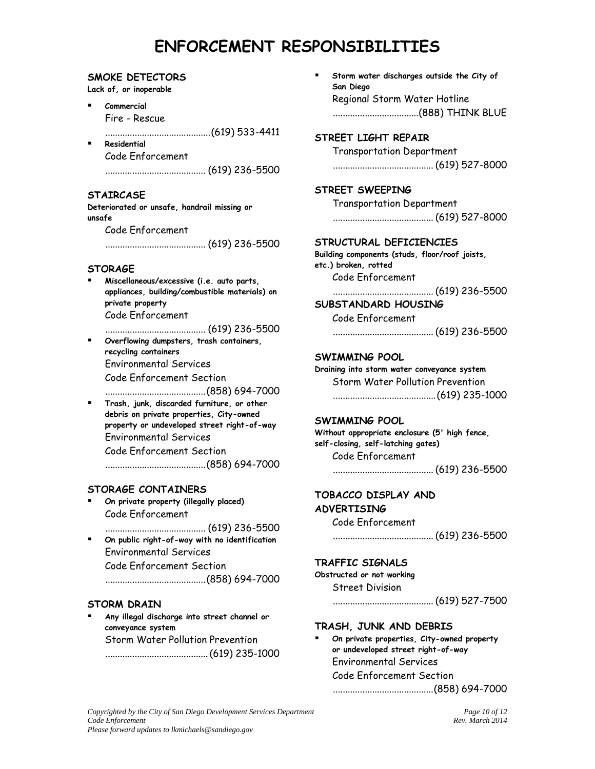# ENFORCEMENT RESPONSIBILITIES

### SMOKE DETECTORS

**Lack of, or inoperable**

- **Commercial**
  Fire - Rescue
  ........................................(619) 533-4411
- **Residential**
  Code Enforcement
  ........................................ (619) 236-5500

### STAIRCASE

**Deteriorated or unsafe, handrail missing or unsafe**

Code Enforcement
........................................ (619) 236-5500

### STORAGE

- **Miscellaneous/excessive (i.e. auto parts, appliances, building/combustible materials) on private property**
  Code Enforcement
  ........................................ (619) 236-5500
- **Overflowing dumpsters, trash containers, recycling containers**
  Environmental Services
  Code Enforcement Section
  ........................................(858) 694-7000
- **Trash, junk, discarded furniture, or other debris on private properties, City-owned property or undeveloped street right-of-way**
  Environmental Services
  Code Enforcement Section
  ........................................(858) 694-7000

### STORAGE CONTAINERS

- **On private property (illegally placed)**
  Code Enforcement
  ........................................ (619) 236-5500
- **On public right-of-way with no identification**
  Environmental Services
  Code Enforcement Section
  ........................................(858) 694-7000

### STORM DRAIN

- **Any illegal discharge into street channel or conveyance system**
  Storm Water Pollution Prevention
  ........................................(619) 235-1000
- **Storm water discharges outside the City of San Diego**
  Regional Storm Water Hotline
  ..................................(888) THINK BLUE

### STREET LIGHT REPAIR

Transportation Department
........................................ (619) 527-8000

### STREET SWEEPING

Transportation Department
........................................ (619) 527-8000

### STRUCTURAL DEFICIENCIES

**Building components (studs, floor/roof joists, etc.) broken, rotted**

Code Enforcement
........................................ (619) 236-5500

### SUBSTANDARD HOUSING

Code Enforcement
........................................ (619) 236-5500

### SWIMMING POOL

**Draining into storm water conveyance system**

Storm Water Pollution Prevention
........................................(619) 235-1000

### SWIMMING POOL

**Without appropriate enclosure (5' high fence, self-closing, self-latching gates)**

Code Enforcement
........................................ (619) 236-5500

### TOBACCO DISPLAY AND ADVERTISING

Code Enforcement
........................................ (619) 236-5500

### TRAFFIC SIGNALS

**Obstructed or not working**

Street Division
........................................ (619) 527-7500

### TRASH, JUNK AND DEBRIS

- **On private properties, City-owned property or undeveloped street right-of-way**
  Environmental Services
  Code Enforcement Section
  ........................................(858) 694-7000

*Copyrighted by the City of San Diego Development Services Department*
*Code Enforcement*
*Please forward updates to lkmichaels@sandiego.gov*

*Rev. March 2014*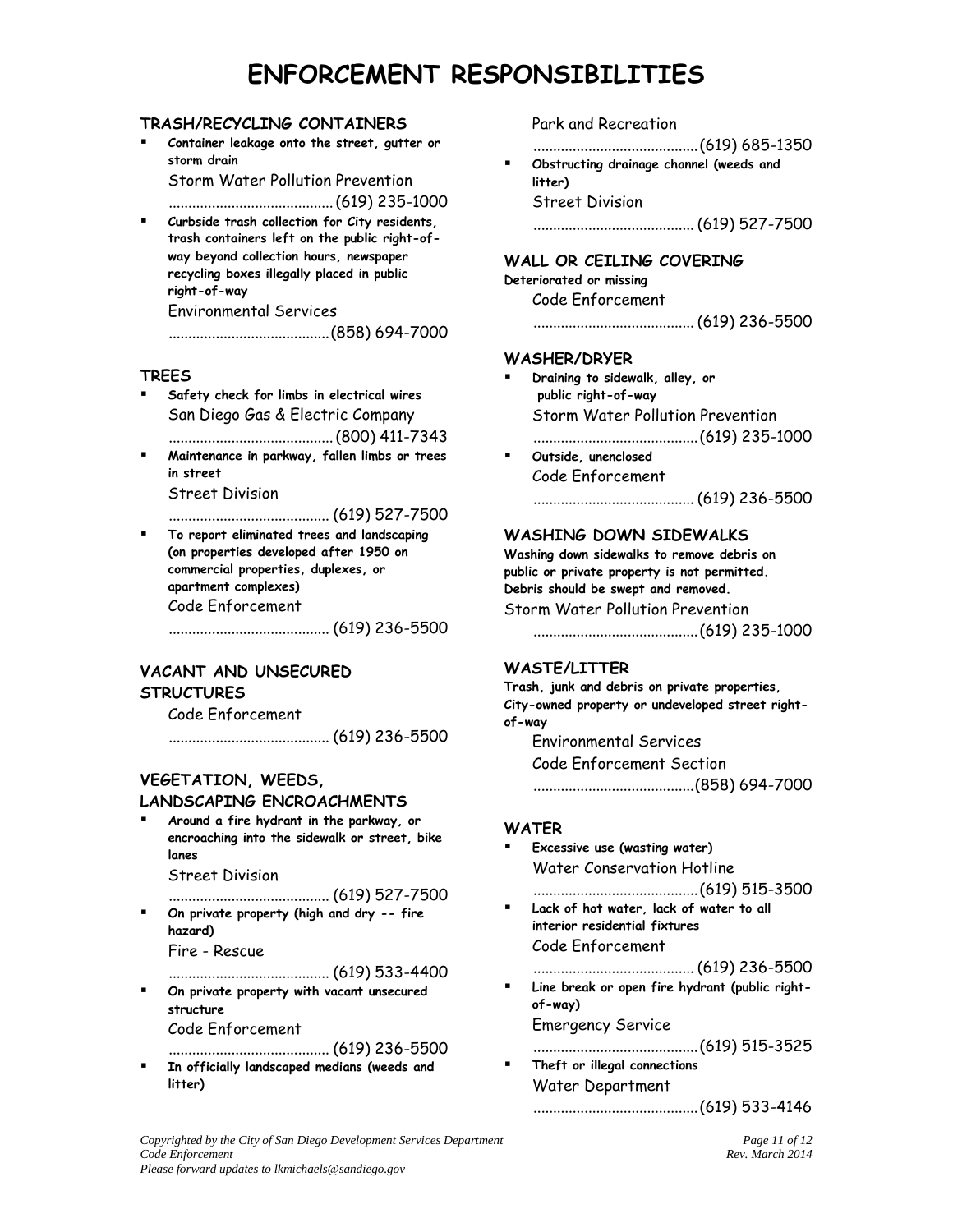# ENFORCEMENT RESPONSIBILITIES

### TRASH/RECYCLING CONTAINERS

- **Container leakage onto the street, gutter or storm drain**
  Storm Water Pollution Prevention
  .......................................... (619) 235-1000
- **Curbside trash collection for City residents, trash containers left on the public right-of-way beyond collection hours, newspaper recycling boxes illegally placed in public right-of-way**
  Environmental Services
  .......................................... (858) 694-7000

### TREES

- **Safety check for limbs in electrical wires**
  San Diego Gas & Electric Company
  .......................................... (800) 411-7343
- **Maintenance in parkway, fallen limbs or trees in street**
  Street Division
  .......................................... (619) 527-7500
- **To report eliminated trees and landscaping (on properties developed after 1950 on commercial properties, duplexes, or apartment complexes)**
  Code Enforcement
  .......................................... (619) 236-5500

### VACANT AND UNSECURED STRUCTURES

Code Enforcement
.......................................... (619) 236-5500

### VEGETATION, WEEDS, LANDSCAPING ENCROACHMENTS

- **Around a fire hydrant in the parkway, or encroaching into the sidewalk or street, bike lanes**
  Street Division
  .......................................... (619) 527-7500
- **On private property (high and dry -- fire hazard)**
  Fire - Rescue
  .......................................... (619) 533-4400
- **On private property with vacant unsecured structure**
  Code Enforcement
  .......................................... (619) 236-5500
- **In officially landscaped medians (weeds and litter)**
  Park and Recreation
  .......................................... (619) 685-1350
- **Obstructing drainage channel (weeds and litter)**
  Street Division
  .......................................... (619) 527-7500

### WALL OR CEILING COVERING

**Deteriorated or missing**

Code Enforcement
.......................................... (619) 236-5500

### WASHER/DRYER

- **Draining to sidewalk, alley, or public right-of-way**
  Storm Water Pollution Prevention
  .......................................... (619) 235-1000
- **Outside, unenclosed**
  Code Enforcement
  .......................................... (619) 236-5500

### WASHING DOWN SIDEWALKS

**Washing down sidewalks to remove debris on public or private property is not permitted. Debris should be swept and removed.**

Storm Water Pollution Prevention
.......................................... (619) 235-1000

### WASTE/LITTER

**Trash, junk and debris on private properties, City-owned property or undeveloped street right-of-way**

Environmental Services
Code Enforcement Section
.......................................... (858) 694-7000

### WATER

- **Excessive use (wasting water)**
  Water Conservation Hotline
  .......................................... (619) 515-3500
- **Lack of hot water, lack of water to all interior residential fixtures**
  Code Enforcement
  .......................................... (619) 236-5500
- **Line break or open fire hydrant (public right-of-way)**
  Emergency Service
  .......................................... (619) 515-3525
- **Theft or illegal connections**
  Water Department
  .......................................... (619) 533-4146

*Copyrighted by the City of San Diego Development Services Department*
*Code Enforcement*
*Please forward updates to lkmichaels@sandiego.gov*

*Rev. March 2014*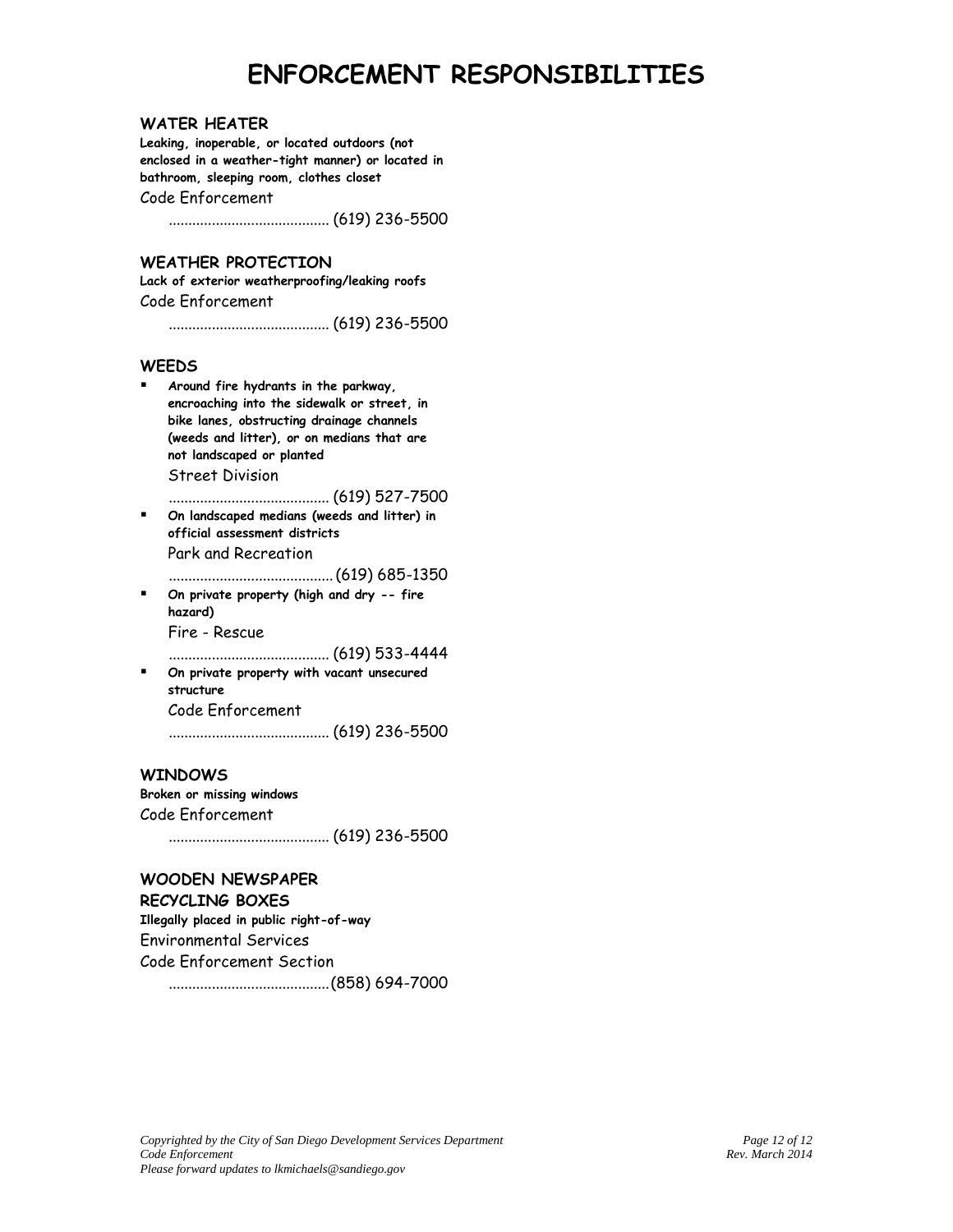# ENFORCEMENT RESPONSIBILITIES

### WATER HEATER

**Leaking, inoperable, or located outdoors (not enclosed in a weather-tight manner) or located in bathroom, sleeping room, clothes closet**

Code Enforcement

........................................ (619) 236-5500

### WEATHER PROTECTION

**Lack of exterior weatherproofing/leaking roofs**

Code Enforcement

........................................ (619) 236-5500

### WEEDS

- **Around fire hydrants in the parkway, encroaching into the sidewalk or street, in bike lanes, obstructing drainage channels (weeds and litter), or on medians that are not landscaped or planted**

  Street Division

  ........................................ (619) 527-7500
- **On landscaped medians (weeds and litter) in official assessment districts**

  Park and Recreation

  .......................................... (619) 685-1350
- **On private property (high and dry -- fire hazard)**

  Fire - Rescue

  ........................................ (619) 533-4444
- **On private property with vacant unsecured structure**

  Code Enforcement

  ........................................ (619) 236-5500

### WINDOWS

**Broken or missing windows**

Code Enforcement

........................................ (619) 236-5500

### WOODEN NEWSPAPER RECYCLING BOXES

**Illegally placed in public right-of-way**

Environmental Services
Code Enforcement Section

........................................(858) 694-7000

*Copyrighted by the City of San Diego Development Services Department*
*Code Enforcement*
*Please forward updates to lkmichaels@sandiego.gov*

*Rev. March 2014*